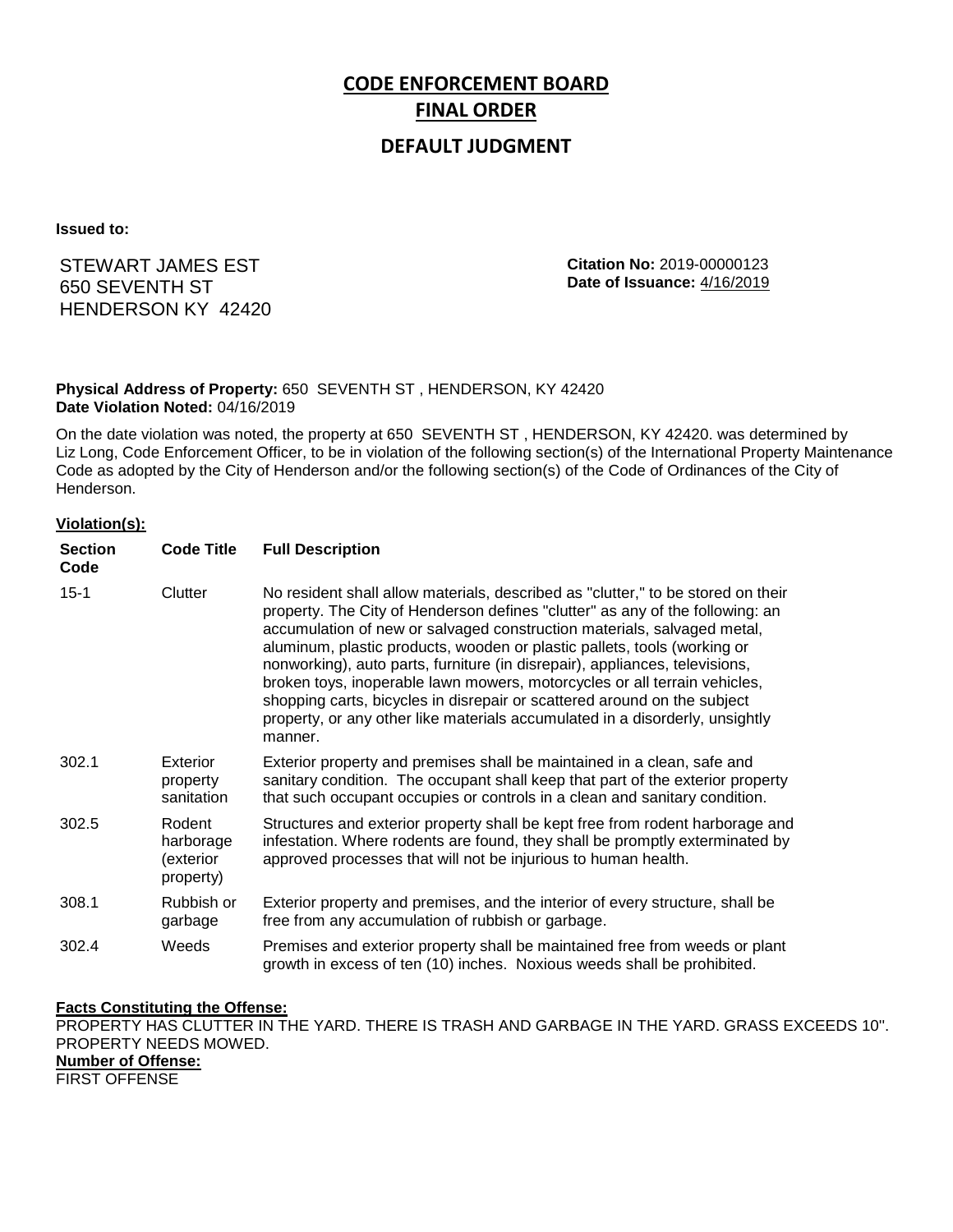# CODE ENFORCEMENT BOARD

## FINAL ORDER

### DEFAULT JUDGMENT

**Issued to:**

STEWART JAMES EST
650 SEVENTH ST
HENDERSON KY 42420

**Citation No:** 2019-00000123
**Date of Issuance:** 4/16/2019

**Physical Address of Property:** 650 SEVENTH ST , HENDERSON, KY 42420
**Date Violation Noted:** 04/16/2019

On the date violation was noted, the property at 650 SEVENTH ST , HENDERSON, KY 42420. was determined by Liz Long, Code Enforcement Officer, to be in violation of the following section(s) of the International Property Maintenance Code as adopted by the City of Henderson and/or the following section(s) of the Code of Ordinances of the City of Henderson.

**Violation(s):**

| Section Code | Code Title | Full Description |
|---|---|---|
| 15-1 | Clutter | No resident shall allow materials, described as "clutter," to be stored on their property. The City of Henderson defines "clutter" as any of the following: an accumulation of new or salvaged construction materials, salvaged metal, aluminum, plastic products, wooden or plastic pallets, tools (working or nonworking), auto parts, furniture (in disrepair), appliances, televisions, broken toys, inoperable lawn mowers, motorcycles or all terrain vehicles, shopping carts, bicycles in disrepair or scattered around on the subject property, or any other like materials accumulated in a disorderly, unsightly manner. |
| 302.1 | Exterior property sanitation | Exterior property and premises shall be maintained in a clean, safe and sanitary condition. The occupant shall keep that part of the exterior property that such occupant occupies or controls in a clean and sanitary condition. |
| 302.5 | Rodent harborage (exterior property) | Structures and exterior property shall be kept free from rodent harborage and infestation. Where rodents are found, they shall be promptly exterminated by approved processes that will not be injurious to human health. |
| 308.1 | Rubbish or garbage | Exterior property and premises, and the interior of every structure, shall be free from any accumulation of rubbish or garbage. |
| 302.4 | Weeds | Premises and exterior property shall be maintained free from weeds or plant growth in excess of ten (10) inches. Noxious weeds shall be prohibited. |

**Facts Constituting the Offense:**
PROPERTY HAS CLUTTER IN THE YARD. THERE IS TRASH AND GARBAGE IN THE YARD. GRASS EXCEEDS 10". PROPERTY NEEDS MOWED.

**Number of Offense:**
FIRST OFFENSE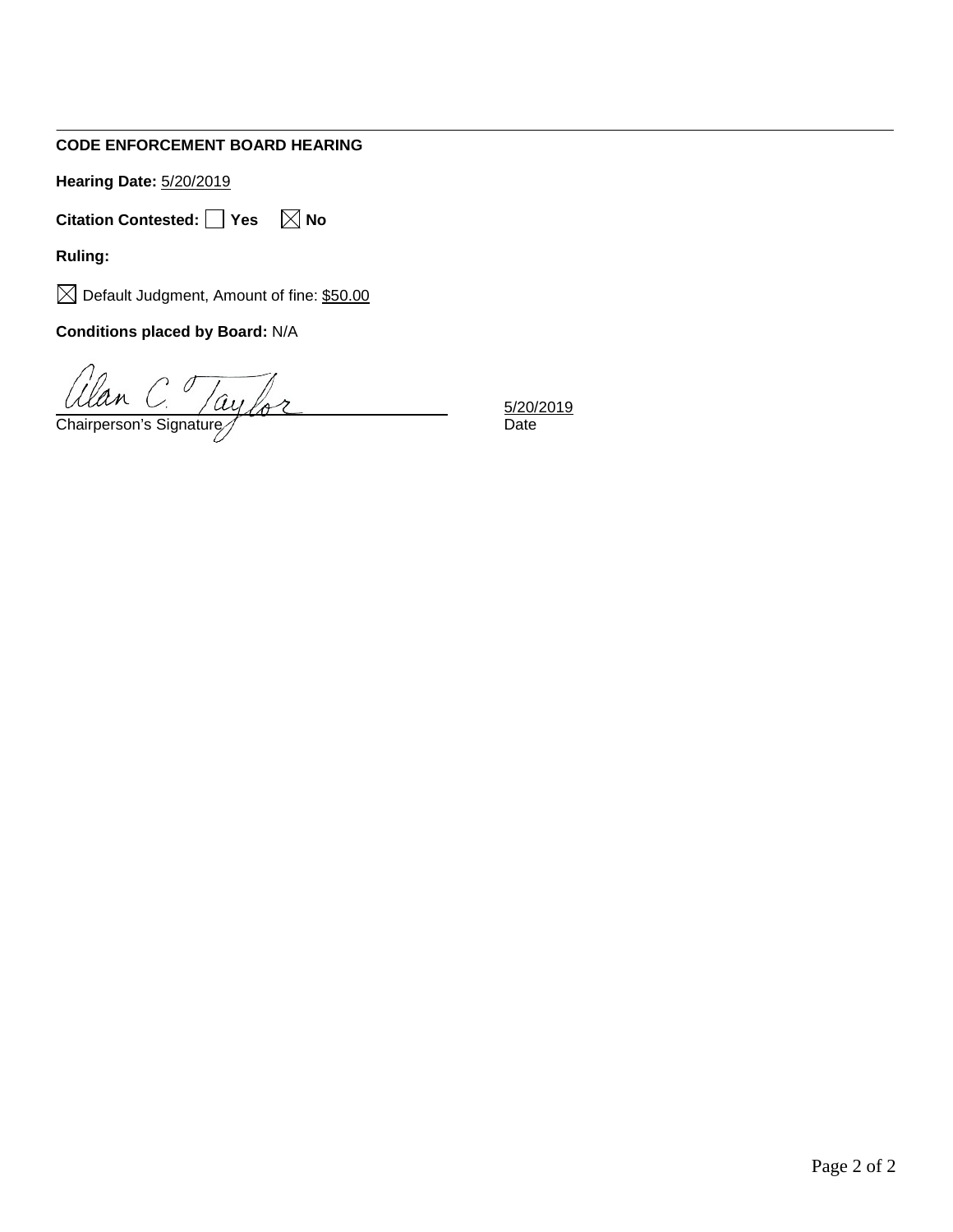## CODE ENFORCEMENT BOARD HEARING

**Hearing Date:** 5/20/2019

**Citation Contested:** ☐ Yes ☒ No

**Ruling:**

☒ Default Judgment, Amount of fine: $50.00

**Conditions placed by Board:** N/A

Alan C. Taylor
Chairperson's Signature

5/20/2019
Date